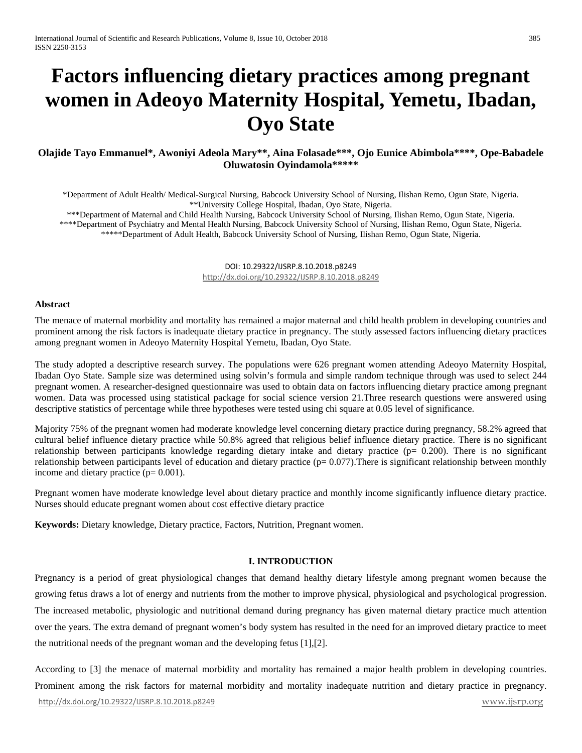# Factors influencing dietary practices among pregnant women in Adeoyo Maternity Hospital, Yemetu, Ibadan, Oyo State

**Olajide Tayo Emmanuel\*, Awoniyi Adeola Mary\*\*, Aina Folasade\*\*\*, Ojo Eunice Abimbola\*\*\*\*, Ope-Babadele Oluwatosin Oyindamola\*\*\*\*\***

\*Department of Adult Health/ Medical-Surgical Nursing, Babcock University School of Nursing, Ilishan Remo, Ogun State, Nigeria.
\*\*University College Hospital, Ibadan, Oyo State, Nigeria.
\*\*\*Department of Maternal and Child Health Nursing, Babcock University School of Nursing, Ilishan Remo, Ogun State, Nigeria.
\*\*\*\*Department of Psychiatry and Mental Health Nursing, Babcock University School of Nursing, Ilishan Remo, Ogun State, Nigeria.
\*\*\*\*\*Department of Adult Health, Babcock University School of Nursing, Ilishan Remo, Ogun State, Nigeria.

DOI: 10.29322/IJSRP.8.10.2018.p8249
http://dx.doi.org/10.29322/IJSRP.8.10.2018.p8249

**Abstract**

The menace of maternal morbidity and mortality has remained a major maternal and child health problem in developing countries and prominent among the risk factors is inadequate dietary practice in pregnancy. The study assessed factors influencing dietary practices among pregnant women in Adeoyo Maternity Hospital Yemetu, Ibadan, Oyo State.

The study adopted a descriptive research survey. The populations were 626 pregnant women attending Adeoyo Maternity Hospital, Ibadan Oyo State. Sample size was determined using solvin's formula and simple random technique through was used to select 244 pregnant women. A researcher-designed questionnaire was used to obtain data on factors influencing dietary practice among pregnant women. Data was processed using statistical package for social science version 21.Three research questions were answered using descriptive statistics of percentage while three hypotheses were tested using chi square at 0.05 level of significance.

Majority 75% of the pregnant women had moderate knowledge level concerning dietary practice during pregnancy, 58.2% agreed that cultural belief influence dietary practice while 50.8% agreed that religious belief influence dietary practice. There is no significant relationship between participants knowledge regarding dietary intake and dietary practice ($p= 0.200$). There is no significant relationship between participants level of education and dietary practice ($p= 0.077$).There is significant relationship between monthly income and dietary practice ($p= 0.001$).

Pregnant women have moderate knowledge level about dietary practice and monthly income significantly influence dietary practice. Nurses should educate pregnant women about cost effective dietary practice

**Keywords:** Dietary knowledge, Dietary practice, Factors, Nutrition, Pregnant women.

## I. INTRODUCTION

Pregnancy is a period of great physiological changes that demand healthy dietary lifestyle among pregnant women because the growing fetus draws a lot of energy and nutrients from the mother to improve physical, physiological and psychological progression. The increased metabolic, physiologic and nutritional demand during pregnancy has given maternal dietary practice much attention over the years. The extra demand of pregnant women's body system has resulted in the need for an improved dietary practice to meet the nutritional needs of the pregnant woman and the developing fetus [1],[2].

According to [3] the menace of maternal morbidity and mortality has remained a major health problem in developing countries. Prominent among the risk factors for maternal morbidity and mortality inadequate nutrition and dietary practice in pregnancy.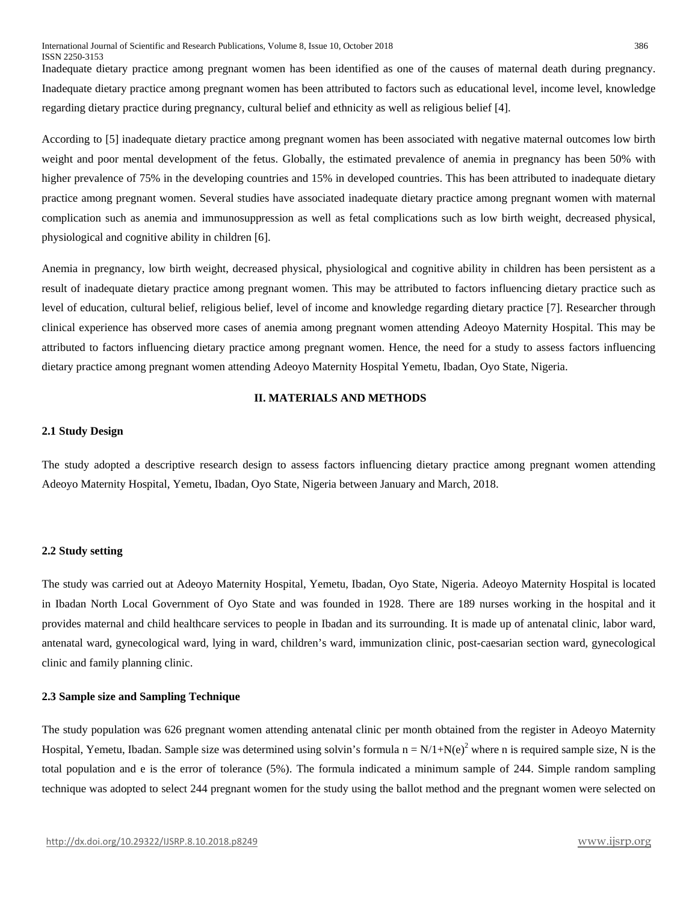Inadequate dietary practice among pregnant women has been identified as one of the causes of maternal death during pregnancy. Inadequate dietary practice among pregnant women has been attributed to factors such as educational level, income level, knowledge regarding dietary practice during pregnancy, cultural belief and ethnicity as well as religious belief [4].

According to [5] inadequate dietary practice among pregnant women has been associated with negative maternal outcomes low birth weight and poor mental development of the fetus. Globally, the estimated prevalence of anemia in pregnancy has been 50% with higher prevalence of 75% in the developing countries and 15% in developed countries. This has been attributed to inadequate dietary practice among pregnant women. Several studies have associated inadequate dietary practice among pregnant women with maternal complication such as anemia and immunosuppression as well as fetal complications such as low birth weight, decreased physical, physiological and cognitive ability in children [6].

Anemia in pregnancy, low birth weight, decreased physical, physiological and cognitive ability in children has been persistent as a result of inadequate dietary practice among pregnant women. This may be attributed to factors influencing dietary practice such as level of education, cultural belief, religious belief, level of income and knowledge regarding dietary practice [7]. Researcher through clinical experience has observed more cases of anemia among pregnant women attending Adeoyo Maternity Hospital. This may be attributed to factors influencing dietary practice among pregnant women. Hence, the need for a study to assess factors influencing dietary practice among pregnant women attending Adeoyo Maternity Hospital Yemetu, Ibadan, Oyo State, Nigeria.

## II. MATERIALS AND METHODS

### 2.1 Study Design

The study adopted a descriptive research design to assess factors influencing dietary practice among pregnant women attending Adeoyo Maternity Hospital, Yemetu, Ibadan, Oyo State, Nigeria between January and March, 2018.

### 2.2 Study setting

The study was carried out at Adeoyo Maternity Hospital, Yemetu, Ibadan, Oyo State, Nigeria. Adeoyo Maternity Hospital is located in Ibadan North Local Government of Oyo State and was founded in 1928. There are 189 nurses working in the hospital and it provides maternal and child healthcare services to people in Ibadan and its surrounding. It is made up of antenatal clinic, labor ward, antenatal ward, gynecological ward, lying in ward, children's ward, immunization clinic, post-caesarian section ward, gynecological clinic and family planning clinic.

### 2.3 Sample size and Sampling Technique

The study population was 626 pregnant women attending antenatal clinic per month obtained from the register in Adeoyo Maternity Hospital, Yemetu, Ibadan. Sample size was determined using solvin's formula $n = N/1+N(e)^2$ where n is required sample size, N is the total population and e is the error of tolerance (5%). The formula indicated a minimum sample of 244. Simple random sampling technique was adopted to select 244 pregnant women for the study using the ballot method and the pregnant women were selected on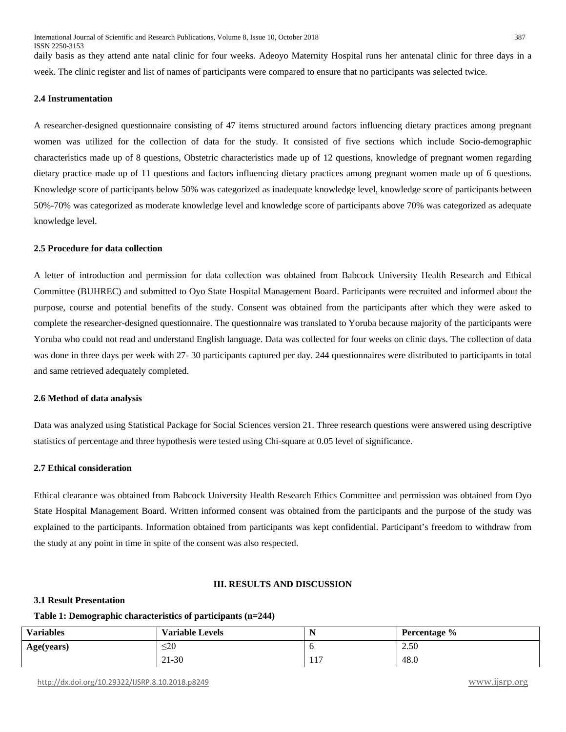daily basis as they attend ante natal clinic for four weeks. Adeoyo Maternity Hospital runs her antenatal clinic for three days in a week. The clinic register and list of names of participants were compared to ensure that no participants was selected twice.

### 2.4 Instrumentation

A researcher-designed questionnaire consisting of 47 items structured around factors influencing dietary practices among pregnant women was utilized for the collection of data for the study. It consisted of five sections which include Socio-demographic characteristics made up of 8 questions, Obstetric characteristics made up of 12 questions, knowledge of pregnant women regarding dietary practice made up of 11 questions and factors influencing dietary practices among pregnant women made up of 6 questions. Knowledge score of participants below 50% was categorized as inadequate knowledge level, knowledge score of participants between 50%-70% was categorized as moderate knowledge level and knowledge score of participants above 70% was categorized as adequate knowledge level.

### 2.5 Procedure for data collection

A letter of introduction and permission for data collection was obtained from Babcock University Health Research and Ethical Committee (BUHREC) and submitted to Oyo State Hospital Management Board. Participants were recruited and informed about the purpose, course and potential benefits of the study. Consent was obtained from the participants after which they were asked to complete the researcher-designed questionnaire. The questionnaire was translated to Yoruba because majority of the participants were Yoruba who could not read and understand English language. Data was collected for four weeks on clinic days. The collection of data was done in three days per week with 27- 30 participants captured per day. 244 questionnaires were distributed to participants in total and same retrieved adequately completed.

### 2.6 Method of data analysis

Data was analyzed using Statistical Package for Social Sciences version 21. Three research questions were answered using descriptive statistics of percentage and three hypothesis were tested using Chi-square at 0.05 level of significance.

### 2.7 Ethical consideration

Ethical clearance was obtained from Babcock University Health Research Ethics Committee and permission was obtained from Oyo State Hospital Management Board. Written informed consent was obtained from the participants and the purpose of the study was explained to the participants. Information obtained from participants was kept confidential. Participant's freedom to withdraw from the study at any point in time in spite of the consent was also respected.

## III. RESULTS AND DISCUSSION

### 3.1 Result Presentation

**Table 1: Demographic characteristics of participants (n=244)**

| Variables | Variable Levels | N | Percentage % |
|---|---|---|---|
| **Age(years)** | ≤20 | 6 | 2.50 |
| | 21-30 | 117 | 48.0 |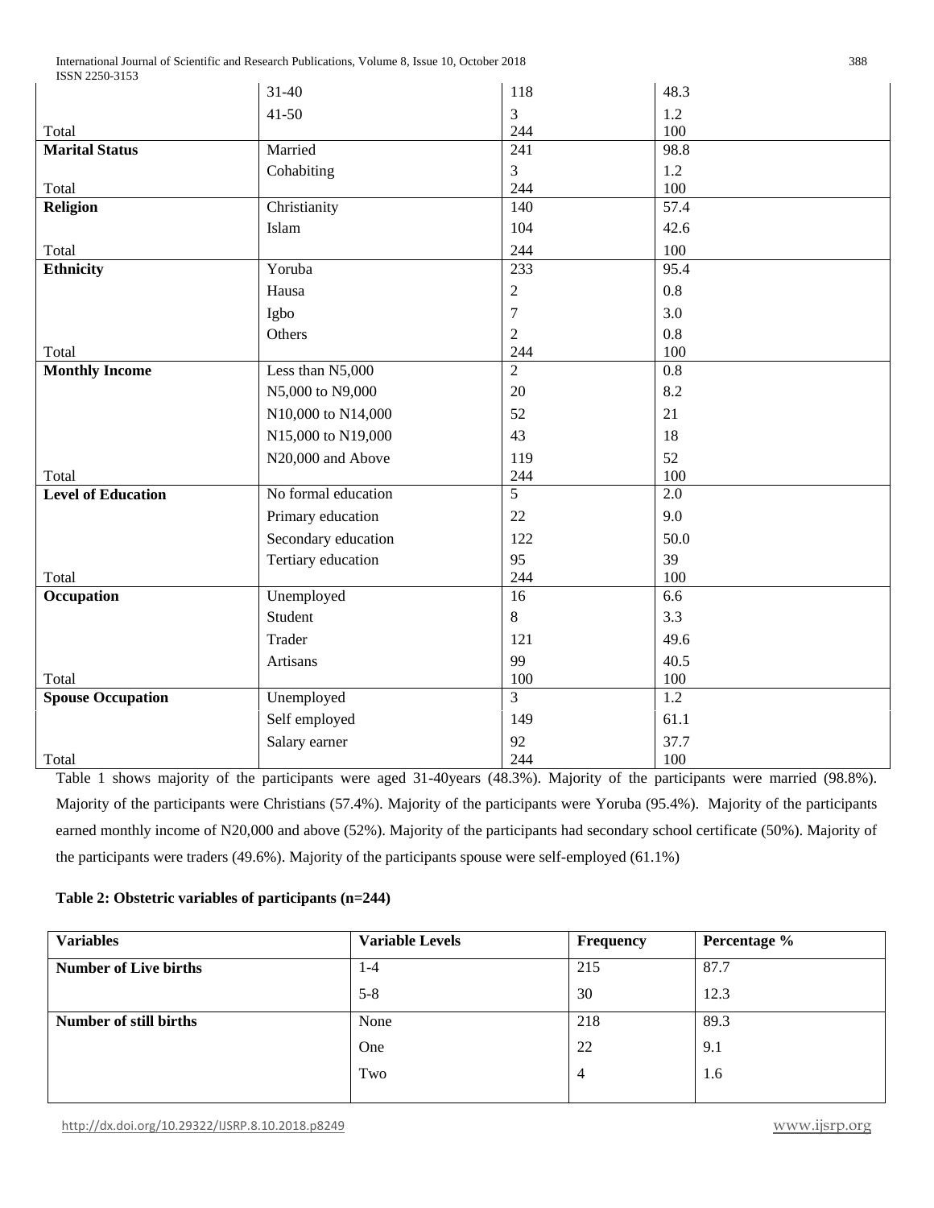| | | | |
|---|---|---|---|
| | 31-40 | 118 | 48.3 |
| | 41-50 | 3 | 1.2 |
| Total | | 244 | 100 |
| **Marital Status** | Married | 241 | 98.8 |
| | Cohabiting | 3 | 1.2 |
| Total | | 244 | 100 |
| **Religion** | Christianity | 140 | 57.4 |
| | Islam | 104 | 42.6 |
| Total | | 244 | 100 |
| **Ethnicity** | Yoruba | 233 | 95.4 |
| | Hausa | 2 | 0.8 |
| | Igbo | 7 | 3.0 |
| | Others | 2 | 0.8 |
| Total | | 244 | 100 |
| **Monthly Income** | Less than N5,000 | 2 | 0.8 |
| | N5,000 to N9,000 | 20 | 8.2 |
| | N10,000 to N14,000 | 52 | 21 |
| | N15,000 to N19,000 | 43 | 18 |
| | N20,000 and Above | 119 | 52 |
| Total | | 244 | 100 |
| **Level of Education** | No formal education | 5 | 2.0 |
| | Primary education | 22 | 9.0 |
| | Secondary education | 122 | 50.0 |
| | Tertiary education | 95 | 39 |
| Total | | 244 | 100 |
| **Occupation** | Unemployed | 16 | 6.6 |
| | Student | 8 | 3.3 |
| | Trader | 121 | 49.6 |
| | Artisans | 99 | 40.5 |
| Total | | 100 | 100 |
| **Spouse Occupation** | Unemployed | 3 | 1.2 |
| | Self employed | 149 | 61.1 |
| | Salary earner | 92 | 37.7 |
| Total | | 244 | 100 |

Table 1 shows majority of the participants were aged 31-40years (48.3%). Majority of the participants were married (98.8%). Majority of the participants were Christians (57.4%). Majority of the participants were Yoruba (95.4%). Majority of the participants earned monthly income of N20,000 and above (52%). Majority of the participants had secondary school certificate (50%). Majority of the participants were traders (49.6%). Majority of the participants spouse were self-employed (61.1%)

**Table 2: Obstetric variables of participants (n=244)**

| Variables | Variable Levels | Frequency | Percentage % |
|---|---|---|---|
| **Number of Live births** | 1-4 | 215 | 87.7 |
| | 5-8 | 30 | 12.3 |
| **Number of still births** | None | 218 | 89.3 |
| | One | 22 | 9.1 |
| | Two | 4 | 1.6 |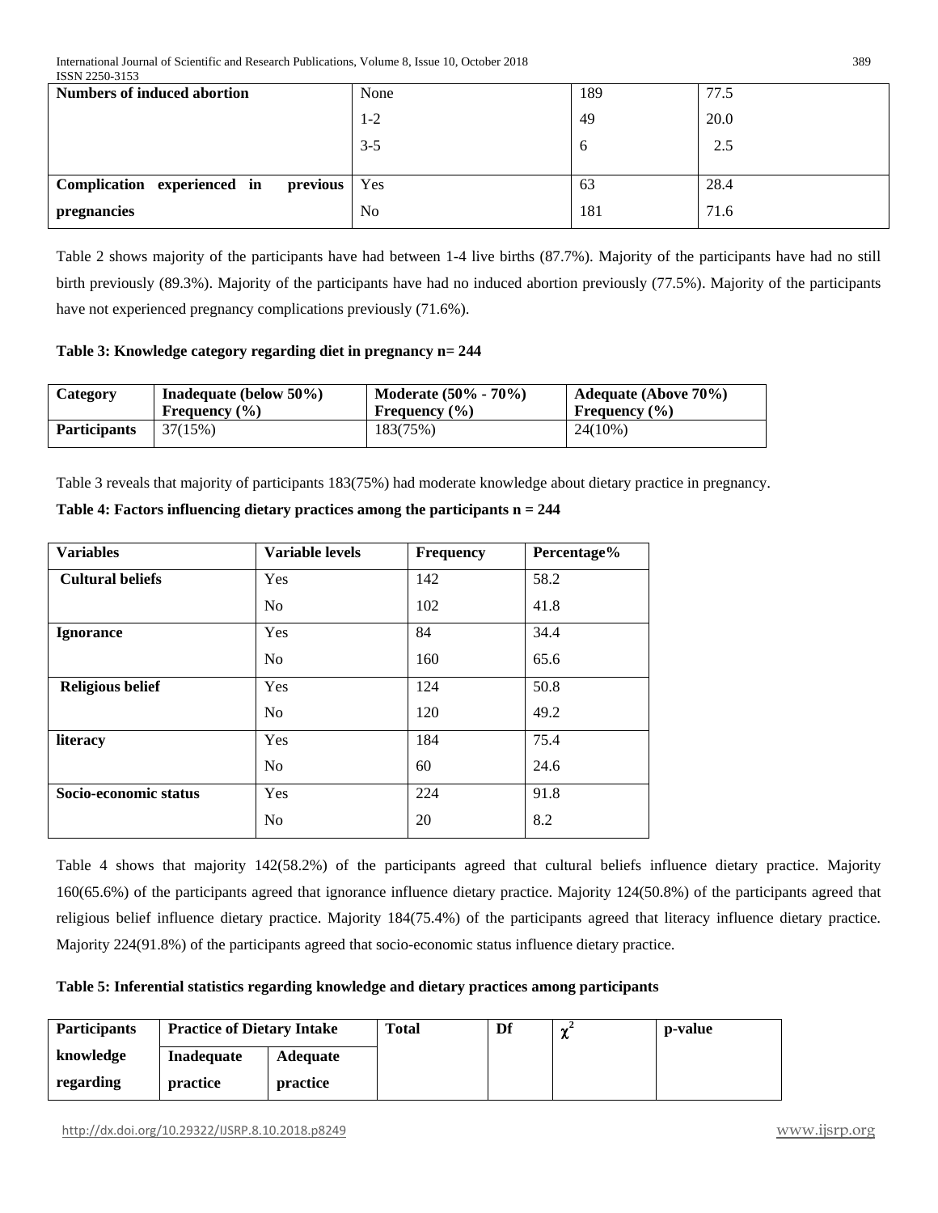| Numbers of induced abortion | None | 189 | 77.5 |
|---|---|---|---|
| | 1-2 | 49 | 20.0 |
| | 3-5 | 6 | 2.5 |
| Complication experienced in previous pregnancies | Yes | 63 | 28.4 |
| | No | 181 | 71.6 |

Table 2 shows majority of the participants have had between 1-4 live births (87.7%). Majority of the participants have had no still birth previously (89.3%). Majority of the participants have had no induced abortion previously (77.5%). Majority of the participants have not experienced pregnancy complications previously (71.6%).

**Table 3: Knowledge category regarding diet in pregnancy n= 244**

| Category | Inadequate (below 50%) Frequency (%) | Moderate (50% - 70%) Frequency (%) | Adequate (Above 70%) Frequency (%) |
|---|---|---|---|
| **Participants** | 37(15%) | 183(75%) | 24(10%) |

Table 3 reveals that majority of participants 183(75%) had moderate knowledge about dietary practice in pregnancy.

**Table 4: Factors influencing dietary practices among the participants n = 244**

| Variables | Variable levels | Frequency | Percentage% |
|---|---|---|---|
| **Cultural beliefs** | Yes | 142 | 58.2 |
| | No | 102 | 41.8 |
| **Ignorance** | Yes | 84 | 34.4 |
| | No | 160 | 65.6 |
| **Religious belief** | Yes | 124 | 50.8 |
| | No | 120 | 49.2 |
| **literacy** | Yes | 184 | 75.4 |
| | No | 60 | 24.6 |
| **Socio-economic status** | Yes | 224 | 91.8 |
| | No | 20 | 8.2 |

Table 4 shows that majority 142(58.2%) of the participants agreed that cultural beliefs influence dietary practice. Majority 160(65.6%) of the participants agreed that ignorance influence dietary practice. Majority 124(50.8%) of the participants agreed that religious belief influence dietary practice. Majority 184(75.4%) of the participants agreed that literacy influence dietary practice. Majority 224(91.8%) of the participants agreed that socio-economic status influence dietary practice.

**Table 5: Inferential statistics regarding knowledge and dietary practices among participants**

| Participants knowledge regarding | Practice of Dietary Intake | | Total | Df | $\chi^2$ | p-value |
|---|---|---|---|---|---|---|
| | Inadequate practice | Adequate practice | | | | |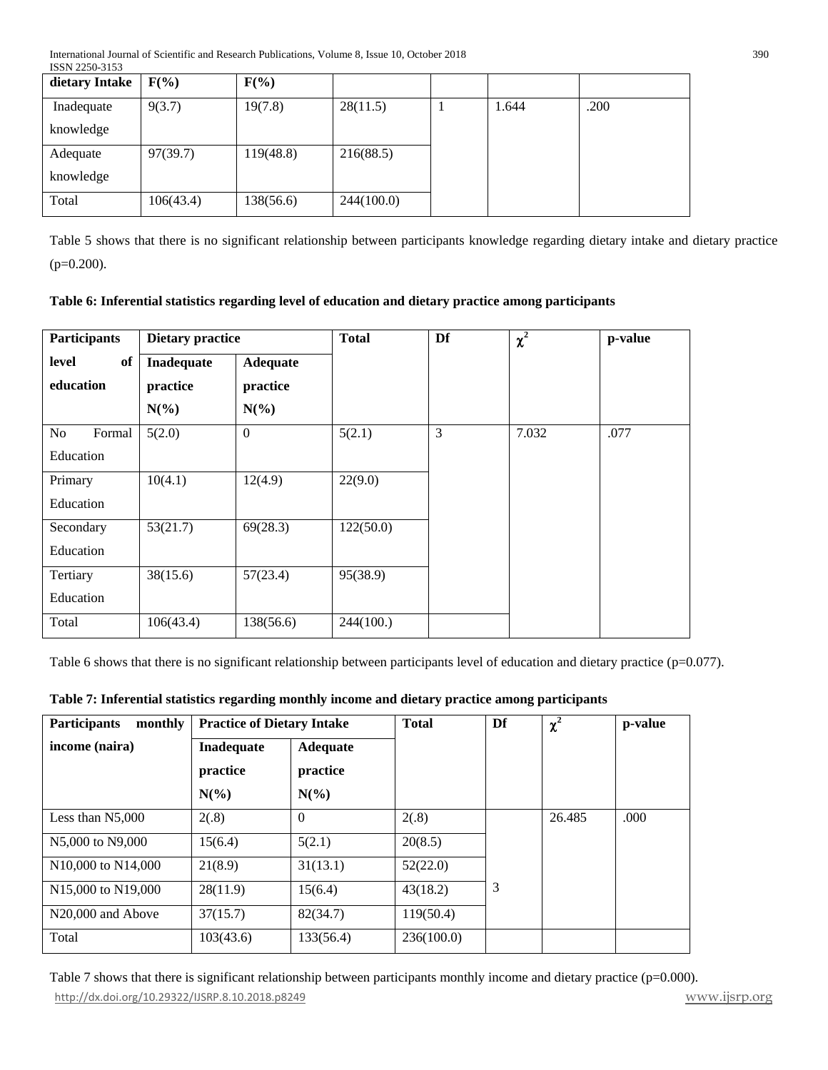| dietary Intake | F(%) | F(%) | | | | |
|---|---|---|---|---|---|---|
| Inadequate knowledge | 9(3.7) | 19(7.8) | 28(11.5) | 1 | 1.644 | .200 |
| Adequate knowledge | 97(39.7) | 119(48.8) | 216(88.5) | | | |
| Total | 106(43.4) | 138(56.6) | 244(100.0) | | | |

Table 5 shows that there is no significant relationship between participants knowledge regarding dietary intake and dietary practice (p=0.200).

**Table 6: Inferential statistics regarding level of education and dietary practice among participants**

| Participants level of education | Dietary practice | | Total | Df | $\chi^2$ | p-value |
|---|---|---|---|---|---|---|
| | Inadequate practice N(%) | Adequate practice N(%) | | | | |
| No Formal Education | 5(2.0) | 0 | 5(2.1) | 3 | 7.032 | .077 |
| Primary Education | 10(4.1) | 12(4.9) | 22(9.0) | | | |
| Secondary Education | 53(21.7) | 69(28.3) | 122(50.0) | | | |
| Tertiary Education | 38(15.6) | 57(23.4) | 95(38.9) | | | |
| Total | 106(43.4) | 138(56.6) | 244(100.) | | | |

Table 6 shows that there is no significant relationship between participants level of education and dietary practice (p=0.077).

**Table 7: Inferential statistics regarding monthly income and dietary practice among participants**

| Participants monthly income (naira) | Practice of Dietary Intake | | Total | Df | $\chi^2$ | p-value |
|---|---|---|---|---|---|---|
| | Inadequate practice N(%) | Adequate practice N(%) | | | | |
| Less than N5,000 | 2(.8) | 0 | 2(.8) | | 26.485 | .000 |
| N5,000 to N9,000 | 15(6.4) | 5(2.1) | 20(8.5) | | | |
| N10,000 to N14,000 | 21(8.9) | 31(13.1) | 52(22.0) | | | |
| N15,000 to N19,000 | 28(11.9) | 15(6.4) | 43(18.2) | 3 | | |
| N20,000 and Above | 37(15.7) | 82(34.7) | 119(50.4) | | | |
| Total | 103(43.6) | 133(56.4) | 236(100.0) | | | |

Table 7 shows that there is significant relationship between participants monthly income and dietary practice (p=0.000).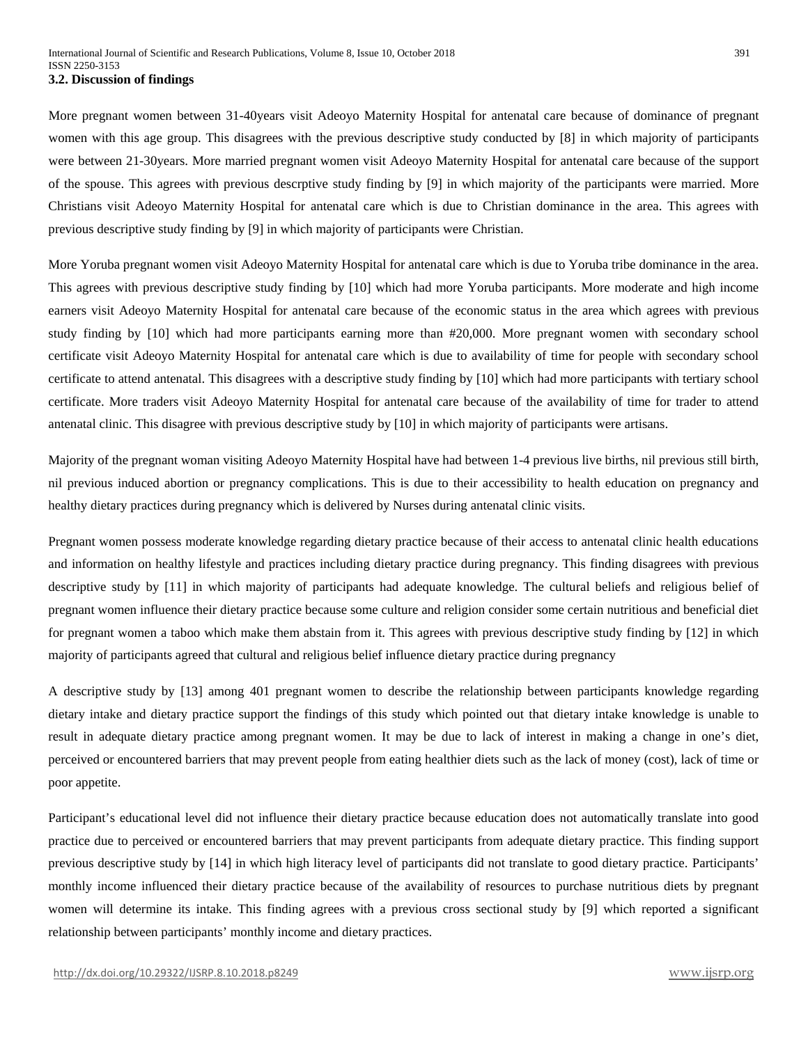### 3.2. Discussion of findings

More pregnant women between 31-40years visit Adeoyo Maternity Hospital for antenatal care because of dominance of pregnant women with this age group. This disagrees with the previous descriptive study conducted by [8] in which majority of participants were between 21-30years. More married pregnant women visit Adeoyo Maternity Hospital for antenatal care because of the support of the spouse. This agrees with previous descrptive study finding by [9] in which majority of the participants were married. More Christians visit Adeoyo Maternity Hospital for antenatal care which is due to Christian dominance in the area. This agrees with previous descriptive study finding by [9] in which majority of participants were Christian.

More Yoruba pregnant women visit Adeoyo Maternity Hospital for antenatal care which is due to Yoruba tribe dominance in the area. This agrees with previous descriptive study finding by [10] which had more Yoruba participants. More moderate and high income earners visit Adeoyo Maternity Hospital for antenatal care because of the economic status in the area which agrees with previous study finding by [10] which had more participants earning more than #20,000. More pregnant women with secondary school certificate visit Adeoyo Maternity Hospital for antenatal care which is due to availability of time for people with secondary school certificate to attend antenatal. This disagrees with a descriptive study finding by [10] which had more participants with tertiary school certificate. More traders visit Adeoyo Maternity Hospital for antenatal care because of the availability of time for trader to attend antenatal clinic. This disagree with previous descriptive study by [10] in which majority of participants were artisans.

Majority of the pregnant woman visiting Adeoyo Maternity Hospital have had between 1-4 previous live births, nil previous still birth, nil previous induced abortion or pregnancy complications. This is due to their accessibility to health education on pregnancy and healthy dietary practices during pregnancy which is delivered by Nurses during antenatal clinic visits.

Pregnant women possess moderate knowledge regarding dietary practice because of their access to antenatal clinic health educations and information on healthy lifestyle and practices including dietary practice during pregnancy. This finding disagrees with previous descriptive study by [11] in which majority of participants had adequate knowledge. The cultural beliefs and religious belief of pregnant women influence their dietary practice because some culture and religion consider some certain nutritious and beneficial diet for pregnant women a taboo which make them abstain from it. This agrees with previous descriptive study finding by [12] in which majority of participants agreed that cultural and religious belief influence dietary practice during pregnancy

A descriptive study by [13] among 401 pregnant women to describe the relationship between participants knowledge regarding dietary intake and dietary practice support the findings of this study which pointed out that dietary intake knowledge is unable to result in adequate dietary practice among pregnant women. It may be due to lack of interest in making a change in one's diet, perceived or encountered barriers that may prevent people from eating healthier diets such as the lack of money (cost), lack of time or poor appetite.

Participant's educational level did not influence their dietary practice because education does not automatically translate into good practice due to perceived or encountered barriers that may prevent participants from adequate dietary practice. This finding support previous descriptive study by [14] in which high literacy level of participants did not translate to good dietary practice. Participants' monthly income influenced their dietary practice because of the availability of resources to purchase nutritious diets by pregnant women will determine its intake. This finding agrees with a previous cross sectional study by [9] which reported a significant relationship between participants' monthly income and dietary practices.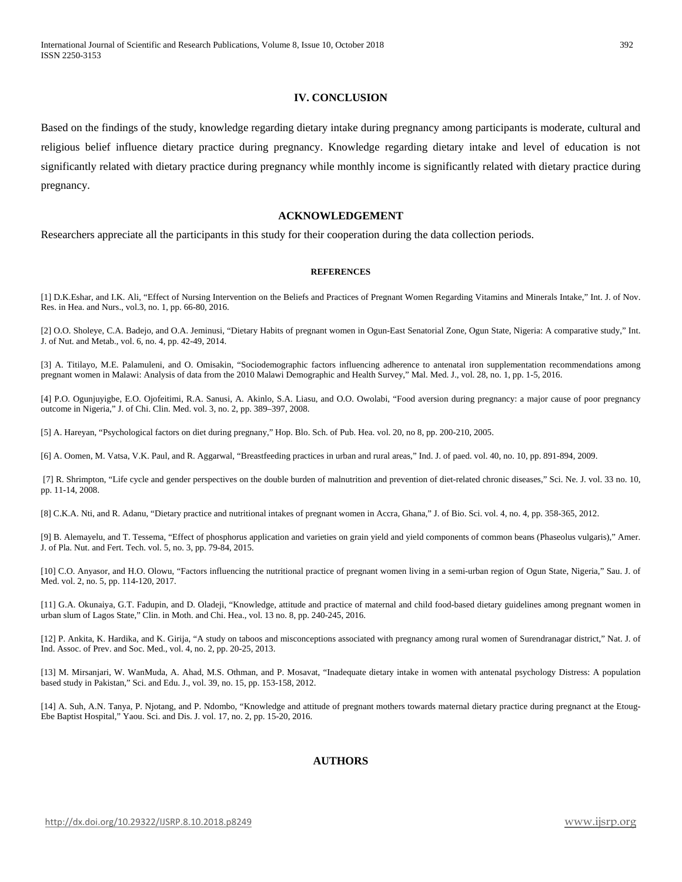## IV. CONCLUSION

Based on the findings of the study, knowledge regarding dietary intake during pregnancy among participants is moderate, cultural and religious belief influence dietary practice during pregnancy. Knowledge regarding dietary intake and level of education is not significantly related with dietary practice during pregnancy while monthly income is significantly related with dietary practice during pregnancy.

## ACKNOWLEDGEMENT

Researchers appreciate all the participants in this study for their cooperation during the data collection periods.

### REFERENCES

[1] D.K.Eshar, and I.K. Ali, "Effect of Nursing Intervention on the Beliefs and Practices of Pregnant Women Regarding Vitamins and Minerals Intake," Int. J. of Nov. Res. in Hea. and Nurs., vol.3, no. 1, pp. 66-80, 2016.

[2] O.O. Sholeye, C.A. Badejo, and O.A. Jeminusi, "Dietary Habits of pregnant women in Ogun-East Senatorial Zone, Ogun State, Nigeria: A comparative study," Int. J. of Nut. and Metab., vol. 6, no. 4, pp. 42-49, 2014.

[3] A. Titilayo, M.E. Palamuleni, and O. Omisakin, "Sociodemographic factors influencing adherence to antenatal iron supplementation recommendations among pregnant women in Malawi: Analysis of data from the 2010 Malawi Demographic and Health Survey," Mal. Med. J., vol. 28, no. 1, pp. 1-5, 2016.

[4] P.O. Ogunjuyigbe, E.O. Ojofeitimi, R.A. Sanusi, A. Akinlo, S.A. Liasu, and O.O. Owolabi, "Food aversion during pregnancy: a major cause of poor pregnancy outcome in Nigeria," J. of Chi. Clin. Med. vol. 3, no. 2, pp. 389–397, 2008.

[5] A. Hareyan, "Psychological factors on diet during pregnany," Hop. Blo. Sch. of Pub. Hea. vol. 20, no 8, pp. 200-210, 2005.

[6] A. Oomen, M. Vatsa, V.K. Paul, and R. Aggarwal, "Breastfeeding practices in urban and rural areas," Ind. J. of paed. vol. 40, no. 10, pp. 891-894, 2009.

[7] R. Shrimpton, "Life cycle and gender perspectives on the double burden of malnutrition and prevention of diet-related chronic diseases," Sci. Ne. J. vol. 33 no. 10, pp. 11-14, 2008.

[8] C.K.A. Nti, and R. Adanu, "Dietary practice and nutritional intakes of pregnant women in Accra, Ghana," J. of Bio. Sci. vol. 4, no. 4, pp. 358-365, 2012.

[9] B. Alemayelu, and T. Tessema, "Effect of phosphorus application and varieties on grain yield and yield components of common beans (Phaseolus vulgaris)," Amer. J. of Pla. Nut. and Fert. Tech. vol. 5, no. 3, pp. 79-84, 2015.

[10] C.O. Anyasor, and H.O. Olowu, "Factors influencing the nutritional practice of pregnant women living in a semi-urban region of Ogun State, Nigeria," Sau. J. of Med. vol. 2, no. 5, pp. 114-120, 2017.

[11] G.A. Okunaiya, G.T. Fadupin, and D. Oladeji, "Knowledge, attitude and practice of maternal and child food-based dietary guidelines among pregnant women in urban slum of Lagos State," Clin. in Moth. and Chi. Hea., vol. 13 no. 8, pp. 240-245, 2016.

[12] P. Ankita, K. Hardika, and K. Girija, "A study on taboos and misconceptions associated with pregnancy among rural women of Surendranagar district," Nat. J. of Ind. Assoc. of Prev. and Soc. Med., vol. 4, no. 2, pp. 20-25, 2013.

[13] M. Mirsanjari, W. WanMuda, A. Ahad, M.S. Othman, and P. Mosavat, "Inadequate dietary intake in women with antenatal psychology Distress: A population based study in Pakistan," Sci. and Edu. J., vol. 39, no. 15, pp. 153-158, 2012.

[14] A. Suh, A.N. Tanya, P. Njotang, and P. Ndombo, "Knowledge and attitude of pregnant mothers towards maternal dietary practice during pregnanct at the Etoug-Ebe Baptist Hospital," Yaou. Sci. and Dis. J. vol. 17, no. 2, pp. 15-20, 2016.

## AUTHORS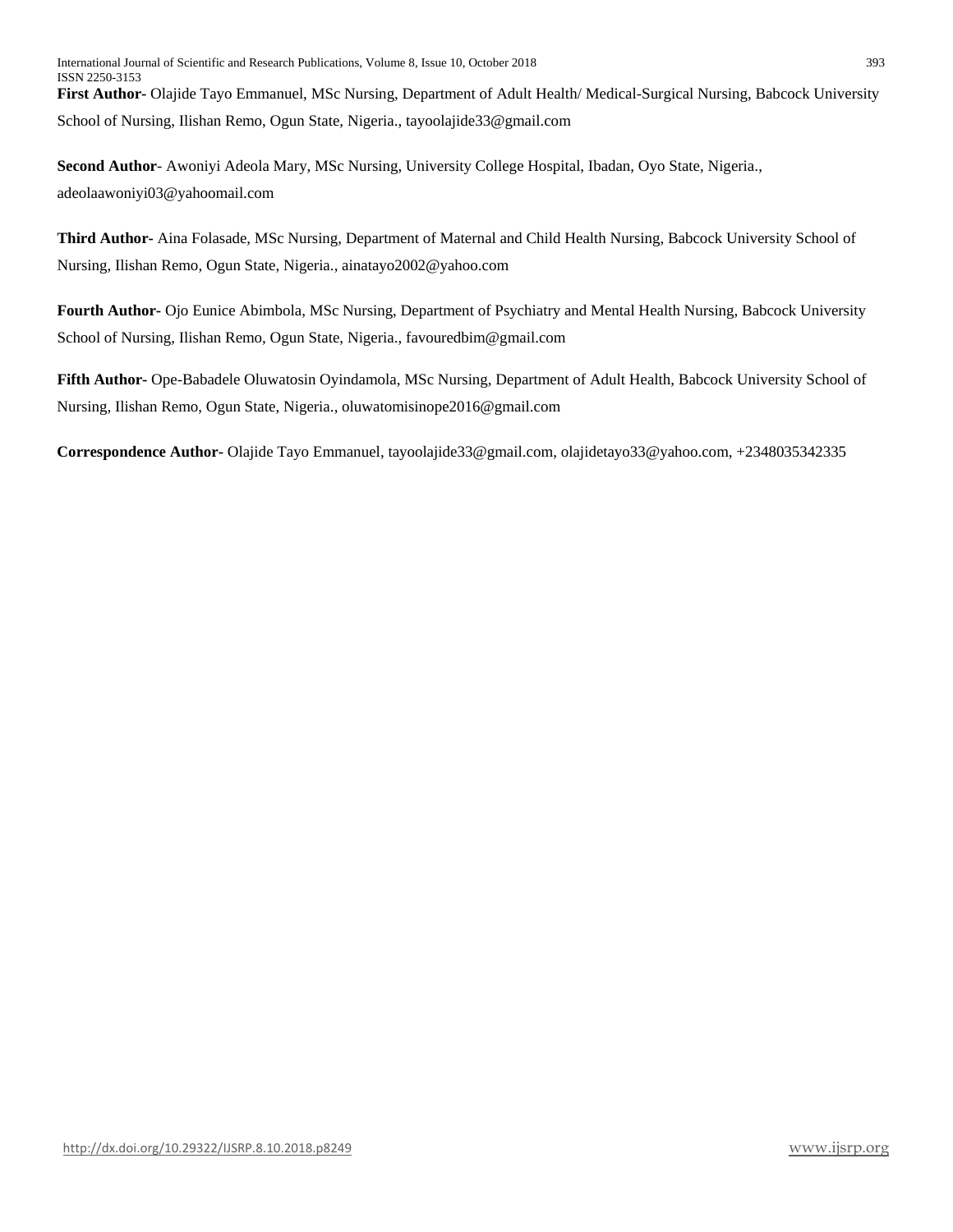**First Author**- Olajide Tayo Emmanuel, MSc Nursing, Department of Adult Health/ Medical-Surgical Nursing, Babcock University School of Nursing, Ilishan Remo, Ogun State, Nigeria., tayoolajide33@gmail.com

**Second Author**- Awoniyi Adeola Mary, MSc Nursing, University College Hospital, Ibadan, Oyo State, Nigeria., adeolaawoniyi03@yahoomail.com

**Third Author**- Aina Folasade, MSc Nursing, Department of Maternal and Child Health Nursing, Babcock University School of Nursing, Ilishan Remo, Ogun State, Nigeria., ainatayo2002@yahoo.com

**Fourth Author**- Ojo Eunice Abimbola, MSc Nursing, Department of Psychiatry and Mental Health Nursing, Babcock University School of Nursing, Ilishan Remo, Ogun State, Nigeria., favouredbim@gmail.com

**Fifth Author**- Ope-Babadele Oluwatosin Oyindamola, MSc Nursing, Department of Adult Health, Babcock University School of Nursing, Ilishan Remo, Ogun State, Nigeria., oluwatomisinope2016@gmail.com

**Correspondence Author**- Olajide Tayo Emmanuel, tayoolajide33@gmail.com, olajidetayo33@yahoo.com, +2348035342335